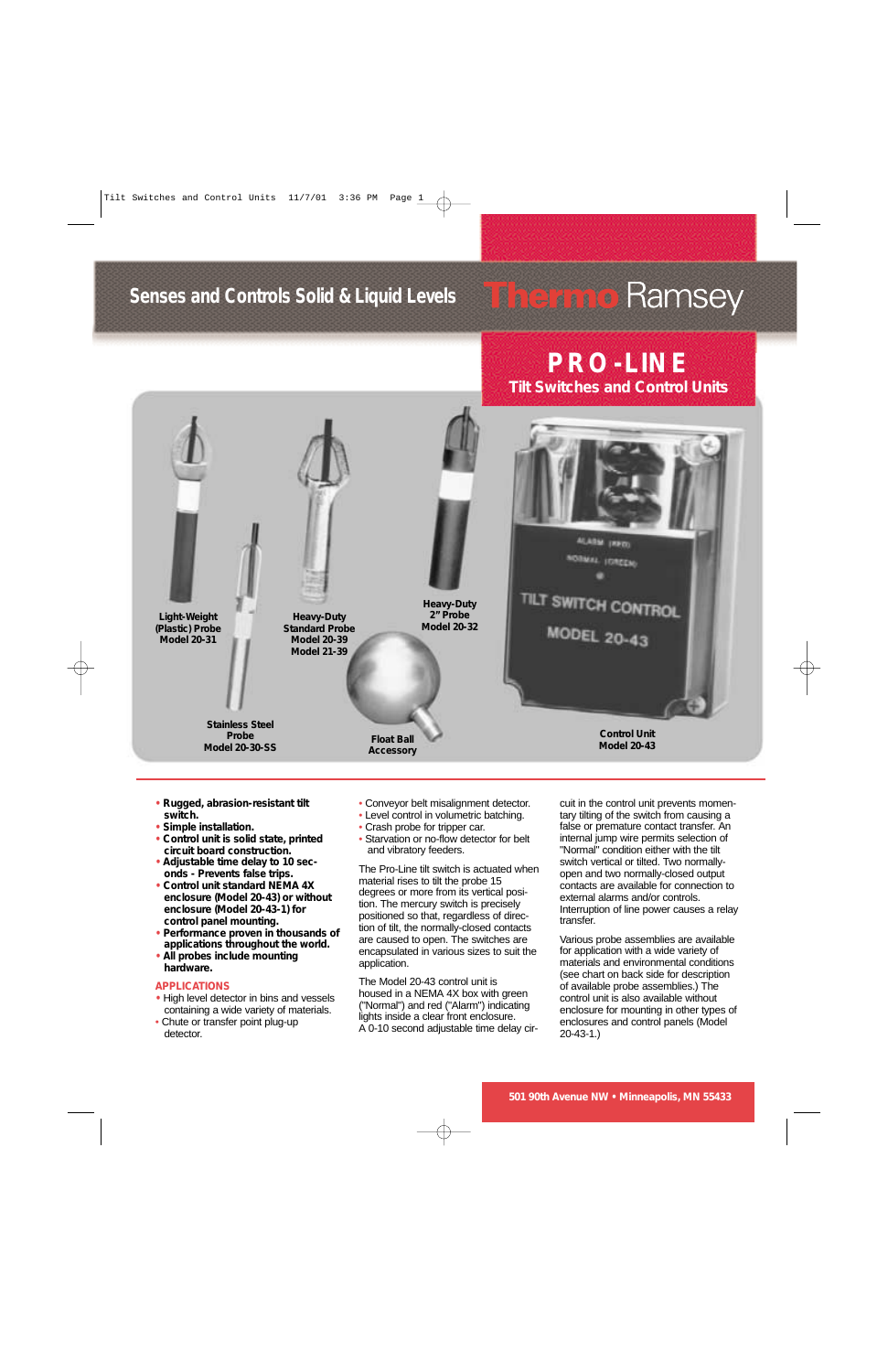Senses and Controls Solid & Liquid Levels

# Thermo Ramsey

## PRO-LINE

### Tilt Switches and Control Units

**Light-Weight (Plastic) Probe Model 20-31**

**Heavy-Duty Standard Probe Model 20-39 Model 21-39**

**Heavy-Duty 2" Probe Model 20-32**

**Stainless Steel Probe Model 20-30-SS**

**Float Ball Accessory**

**Control Unit Model 20-43**

- **Rugged, abrasion-resistant tilt switch.**
- **Simple installation.**
- **Control unit is solid state, printed circuit board construction.**
- **Adjustable time delay to 10 seconds - Prevents false trips.**
- **Control unit standard NEMA 4X enclosure (Model 20-43) or without enclosure (Model 20-43-1) for control panel mounting.**
- **Performance proven in thousands of applications throughout the world.**
- **All probes include mounting hardware.**

#### APPLICATIONS

- High level detector in bins and vessels containing a wide variety of materials.
- Chute or transfer point plug-up detector.
- Conveyor belt misalignment detector.
- Level control in volumetric batching.
- Crash probe for tripper car.
- Starvation or no-flow detector for belt and vibratory feeders.

The Pro-Line tilt switch is actuated when material rises to tilt the probe 15 degrees or more from its vertical position. The mercury switch is precisely positioned so that, regardless of direction of tilt, the normally-closed contacts are caused to open. The switches are encapsulated in various sizes to suit the application.

The Model 20-43 control unit is housed in a NEMA 4X box with green ("Normal") and red ("Alarm") indicating lights inside a clear front enclosure. A 0-10 second adjustable time delay circuit in the control unit prevents momentary tilting of the switch from causing a false or premature contact transfer. An internal jump wire permits selection of "Normal" condition either with the tilt switch vertical or tilted. Two normally-open and two normally-closed output contacts are available for connection to external alarms and/or controls. Interruption of line power causes a relay transfer.

Various probe assemblies are available for application with a wide variety of materials and environmental conditions (see chart on back side for description of available probe assemblies.) The control unit is also available without enclosure for mounting in other types of enclosures and control panels (Model 20-43-1.)

**501 90th Avenue NW • Minneapolis, MN 55433**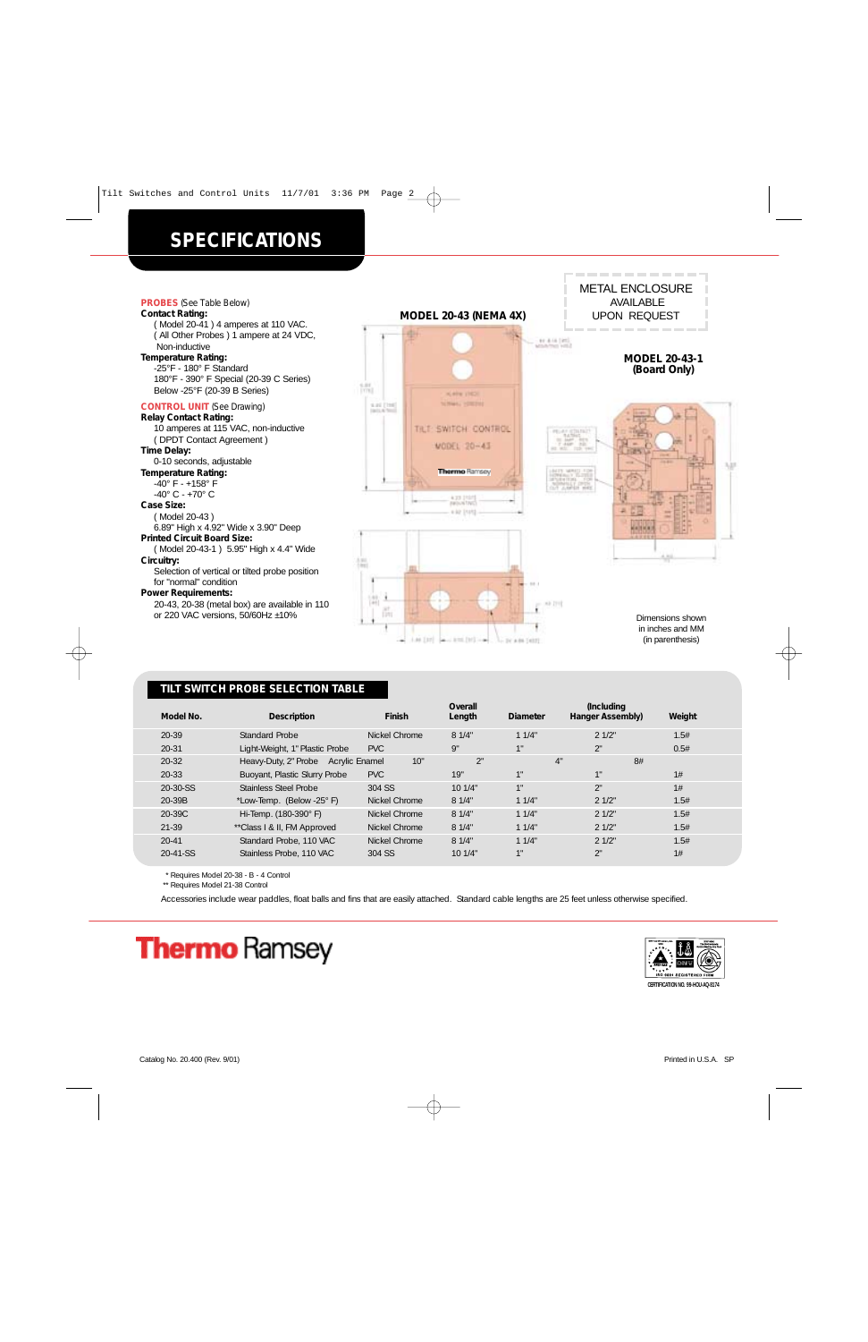# SPECIFICATIONS

**PROBES** (See Table Below)

**Contact Rating:**
( Model 20-41 ) 4 amperes at 110 VAC.
( All Other Probes ) 1 ampere at 24 VDC, Non-inductive

**Temperature Rating:**
-25°F - 180° F Standard
180°F - 390° F Special (20-39 C Series)
Below -25°F (20-39 B Series)

**CONTROL UNIT** (See Drawing)

**Relay Contact Rating:**
10 amperes at 115 VAC, non-inductive
( DPDT Contact Agreement )

**Time Delay:**
0-10 seconds, adjustable

**Temperature Rating:**
-40° F - +158° F
-40° C - +70° C

**Case Size:**
( Model 20-43 )
6.89" High x 4.92" Wide x 3.90" Deep

**Printed Circuit Board Size:**
( Model 20-43-1 ) 5.95" High x 4.4" Wide

**Circuitry:**
Selection of vertical or tilted probe position for "normal" condition

**Power Requirements:**
20-43, 20-38 (metal box) are available in 110 or 220 VAC versions, 50/60Hz ±10%

**MODEL 20-43 (NEMA 4X)**

METAL ENCLOSURE AVAILABLE UPON REQUEST

**MODEL 20-43-1 (Board Only)**

TILT SWITCH CONTROL
MODEL 20-43
Thermo Ramsey

Dimensions shown in inches and MM (in parenthesis)

## TILT SWITCH PROBE SELECTION TABLE

| Model No. | Description | Finish | Overall Length | Diameter | (Including Hanger Assembly) | Weight |
|---|---|---|---|---|---|---|
| 20-39 | Standard Probe | Nickel Chrome | 8 1/4" | 1 1/4" | 2 1/2" | 1.5# |
| 20-31 | Light-Weight, 1" Plastic Probe | PVC | 9" | 1" | 2" | 0.5# |
| 20-32 | Heavy-Duty, 2" Probe | Acrylic Enamel | 10" | 2" | 4" | 8# |
| 20-33 | Buoyant, Plastic Slurry Probe | PVC | 19" | 1" | 1" | 1# |
| 20-30-SS | Stainless Steel Probe | 304 SS | 10 1/4" | 1" | 2" | 1# |
| 20-39B | *Low-Temp. (Below -25° F) | Nickel Chrome | 8 1/4" | 1 1/4" | 2 1/2" | 1.5# |
| 20-39C | Hi-Temp. (180-390° F) | Nickel Chrome | 8 1/4" | 1 1/4" | 2 1/2" | 1.5# |
| 21-39 | **Class I & II, FM Approved | Nickel Chrome | 8 1/4" | 1 1/4" | 2 1/2" | 1.5# |
| 20-41 | Standard Probe, 110 VAC | Nickel Chrome | 8 1/4" | 1 1/4" | 2 1/2" | 1.5# |
| 20-41-SS | Stainless Probe, 110 VAC | 304 SS | 10 1/4" | 1" | 2" | 1# |

\* Requires Model 20-38 - B - 4 Control
\*\* Requires Model 21-38 Control

Accessories include wear paddles, float balls and fins that are easily attached. Standard cable lengths are 25 feet unless otherwise specified.

**Thermo Ramsey**

CERTIFICATION NO. 98-HOU-AQ-8174

Catalog No. 20.400 (Rev. 9/01)

Printed in U.S.A. SP